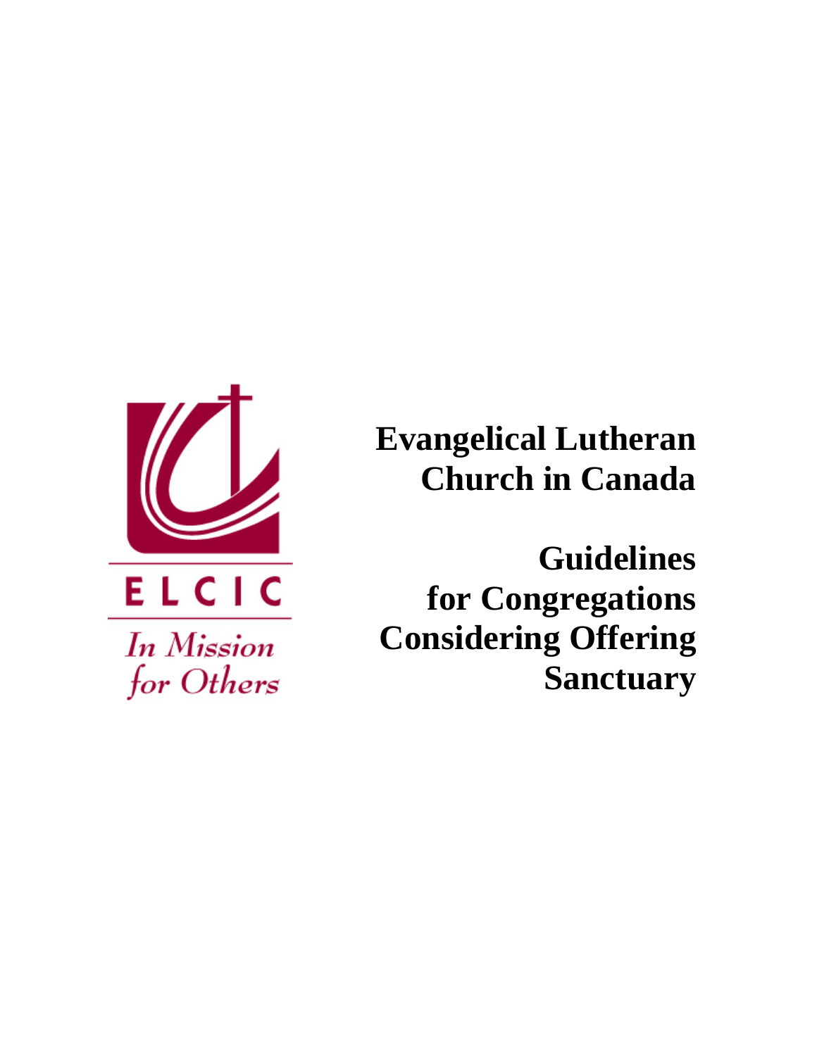ELCIC

*In Mission for Others*

# Evangelical Lutheran Church in Canada

# Guidelines for Congregations Considering Offering Sanctuary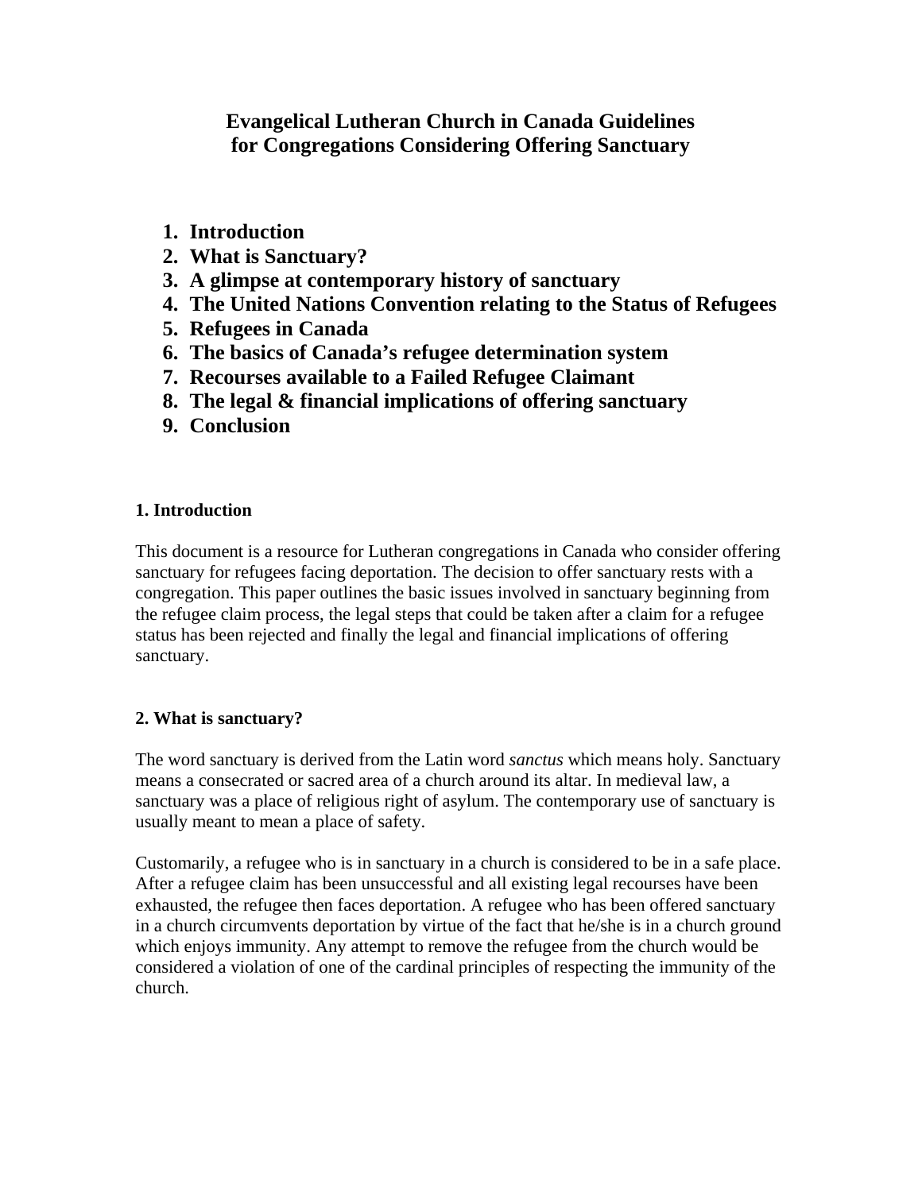# Evangelical Lutheran Church in Canada Guidelines for Congregations Considering Offering Sanctuary

1. **Introduction**
2. **What is Sanctuary?**
3. **A glimpse at contemporary history of sanctuary**
4. **The United Nations Convention relating to the Status of Refugees**
5. **Refugees in Canada**
6. **The basics of Canada's refugee determination system**
7. **Recourses available to a Failed Refugee Claimant**
8. **The legal & financial implications of offering sanctuary**
9. **Conclusion**

### 1. Introduction

This document is a resource for Lutheran congregations in Canada who consider offering sanctuary for refugees facing deportation. The decision to offer sanctuary rests with a congregation. This paper outlines the basic issues involved in sanctuary beginning from the refugee claim process, the legal steps that could be taken after a claim for a refugee status has been rejected and finally the legal and financial implications of offering sanctuary.

### 2. What is sanctuary?

The word sanctuary is derived from the Latin word *sanctus* which means holy. Sanctuary means a consecrated or sacred area of a church around its altar. In medieval law, a sanctuary was a place of religious right of asylum. The contemporary use of sanctuary is usually meant to mean a place of safety.

Customarily, a refugee who is in sanctuary in a church is considered to be in a safe place. After a refugee claim has been unsuccessful and all existing legal recourses have been exhausted, the refugee then faces deportation. A refugee who has been offered sanctuary in a church circumvents deportation by virtue of the fact that he/she is in a church ground which enjoys immunity. Any attempt to remove the refugee from the church would be considered a violation of one of the cardinal principles of respecting the immunity of the church.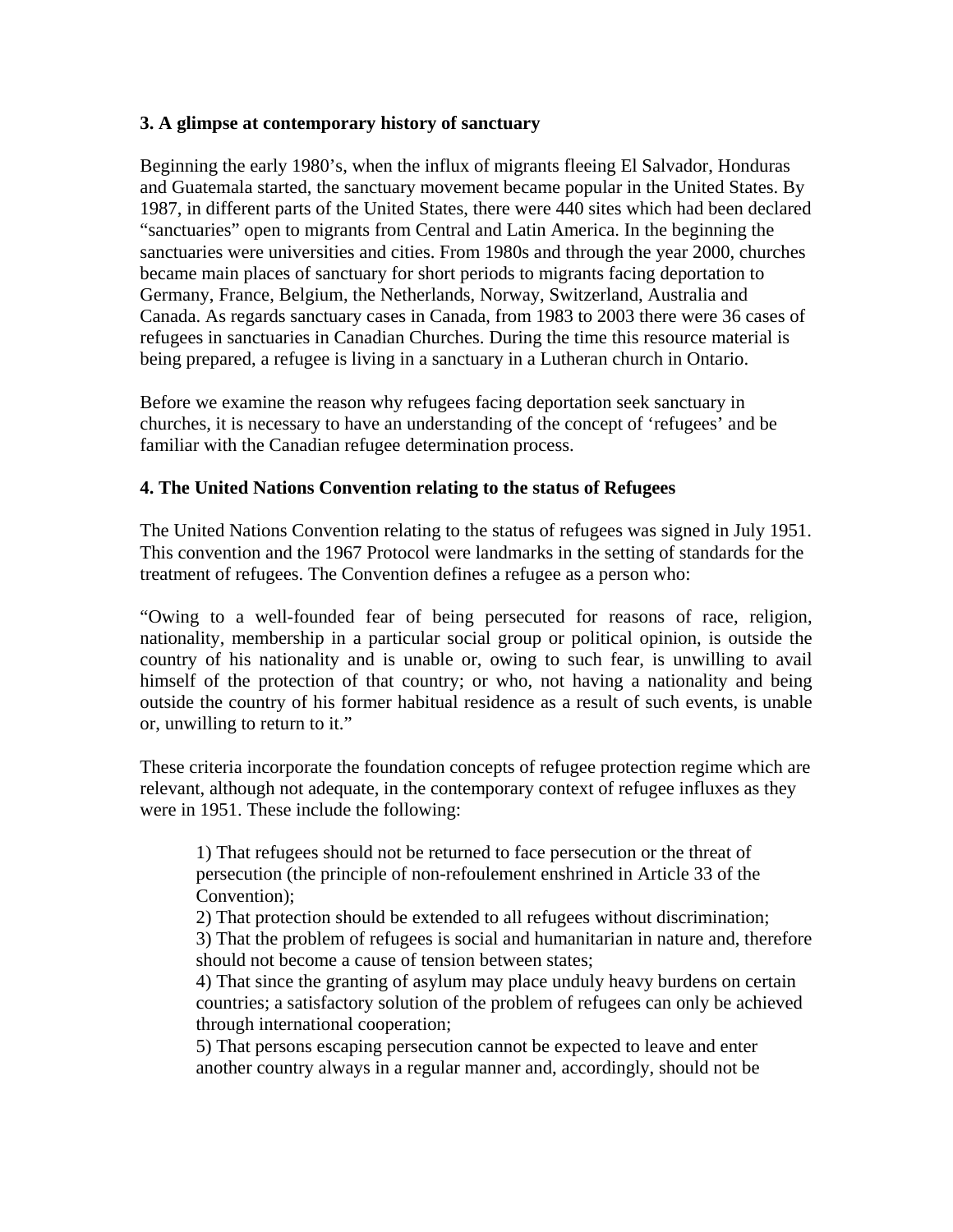### 3. A glimpse at contemporary history of sanctuary

Beginning the early 1980's, when the influx of migrants fleeing El Salvador, Honduras and Guatemala started, the sanctuary movement became popular in the United States. By 1987, in different parts of the United States, there were 440 sites which had been declared "sanctuaries" open to migrants from Central and Latin America. In the beginning the sanctuaries were universities and cities. From 1980s and through the year 2000, churches became main places of sanctuary for short periods to migrants facing deportation to Germany, France, Belgium, the Netherlands, Norway, Switzerland, Australia and Canada. As regards sanctuary cases in Canada, from 1983 to 2003 there were 36 cases of refugees in sanctuaries in Canadian Churches. During the time this resource material is being prepared, a refugee is living in a sanctuary in a Lutheran church in Ontario.

Before we examine the reason why refugees facing deportation seek sanctuary in churches, it is necessary to have an understanding of the concept of 'refugees' and be familiar with the Canadian refugee determination process.

### 4. The United Nations Convention relating to the status of Refugees

The United Nations Convention relating to the status of refugees was signed in July 1951. This convention and the 1967 Protocol were landmarks in the setting of standards for the treatment of refugees. The Convention defines a refugee as a person who:

"Owing to a well-founded fear of being persecuted for reasons of race, religion, nationality, membership in a particular social group or political opinion, is outside the country of his nationality and is unable or, owing to such fear, is unwilling to avail himself of the protection of that country; or who, not having a nationality and being outside the country of his former habitual residence as a result of such events, is unable or, unwilling to return to it."

These criteria incorporate the foundation concepts of refugee protection regime which are relevant, although not adequate, in the contemporary context of refugee influxes as they were in 1951. These include the following:

1) That refugees should not be returned to face persecution or the threat of persecution (the principle of non-refoulement enshrined in Article 33 of the Convention);
2) That protection should be extended to all refugees without discrimination;
3) That the problem of refugees is social and humanitarian in nature and, therefore should not become a cause of tension between states;
4) That since the granting of asylum may place unduly heavy burdens on certain countries; a satisfactory solution of the problem of refugees can only be achieved through international cooperation;
5) That persons escaping persecution cannot be expected to leave and enter another country always in a regular manner and, accordingly, should not be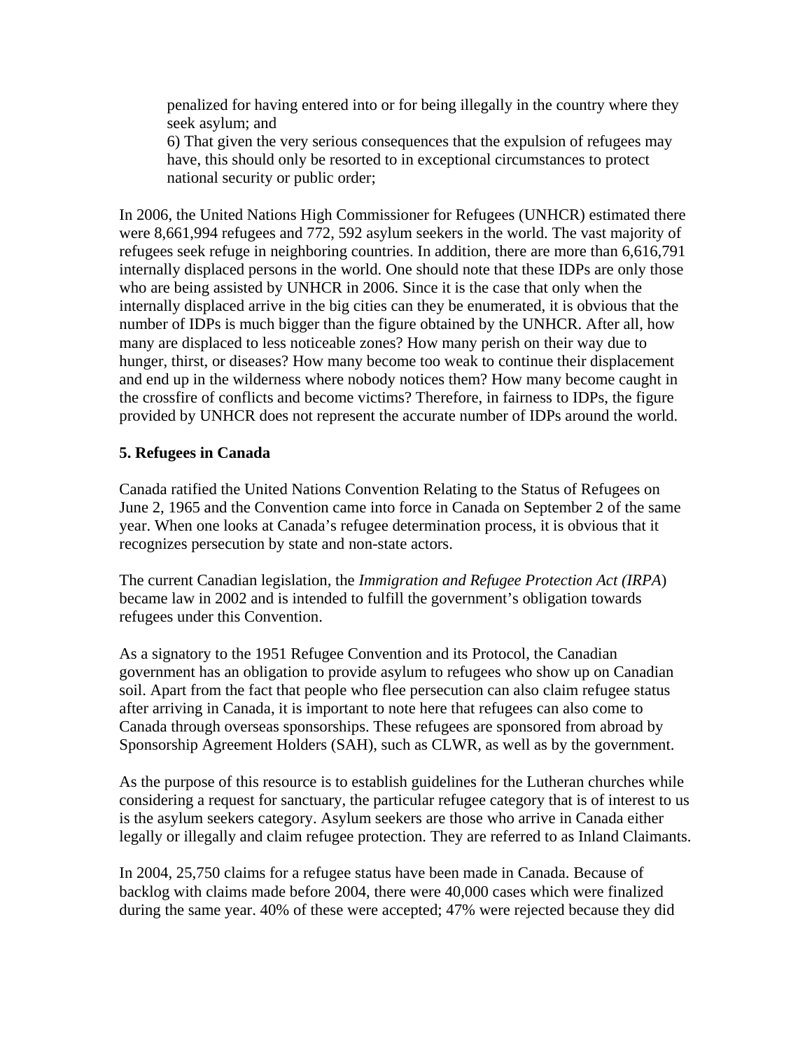penalized for having entered into or for being illegally in the country where they seek asylum; and

6) That given the very serious consequences that the expulsion of refugees may have, this should only be resorted to in exceptional circumstances to protect national security or public order;

In 2006, the United Nations High Commissioner for Refugees (UNHCR) estimated there were 8,661,994 refugees and 772, 592 asylum seekers in the world. The vast majority of refugees seek refuge in neighboring countries. In addition, there are more than 6,616,791 internally displaced persons in the world. One should note that these IDPs are only those who are being assisted by UNHCR in 2006. Since it is the case that only when the internally displaced arrive in the big cities can they be enumerated, it is obvious that the number of IDPs is much bigger than the figure obtained by the UNHCR. After all, how many are displaced to less noticeable zones? How many perish on their way due to hunger, thirst, or diseases? How many become too weak to continue their displacement and end up in the wilderness where nobody notices them? How many become caught in the crossfire of conflicts and become victims? Therefore, in fairness to IDPs, the figure provided by UNHCR does not represent the accurate number of IDPs around the world.

### 5. Refugees in Canada

Canada ratified the United Nations Convention Relating to the Status of Refugees on June 2, 1965 and the Convention came into force in Canada on September 2 of the same year. When one looks at Canada's refugee determination process, it is obvious that it recognizes persecution by state and non-state actors.

The current Canadian legislation, the *Immigration and Refugee Protection Act (IRPA*) became law in 2002 and is intended to fulfill the government's obligation towards refugees under this Convention.

As a signatory to the 1951 Refugee Convention and its Protocol, the Canadian government has an obligation to provide asylum to refugees who show up on Canadian soil. Apart from the fact that people who flee persecution can also claim refugee status after arriving in Canada, it is important to note here that refugees can also come to Canada through overseas sponsorships. These refugees are sponsored from abroad by Sponsorship Agreement Holders (SAH), such as CLWR, as well as by the government.

As the purpose of this resource is to establish guidelines for the Lutheran churches while considering a request for sanctuary, the particular refugee category that is of interest to us is the asylum seekers category. Asylum seekers are those who arrive in Canada either legally or illegally and claim refugee protection. They are referred to as Inland Claimants.

In 2004, 25,750 claims for a refugee status have been made in Canada. Because of backlog with claims made before 2004, there were 40,000 cases which were finalized during the same year. 40% of these were accepted; 47% were rejected because they did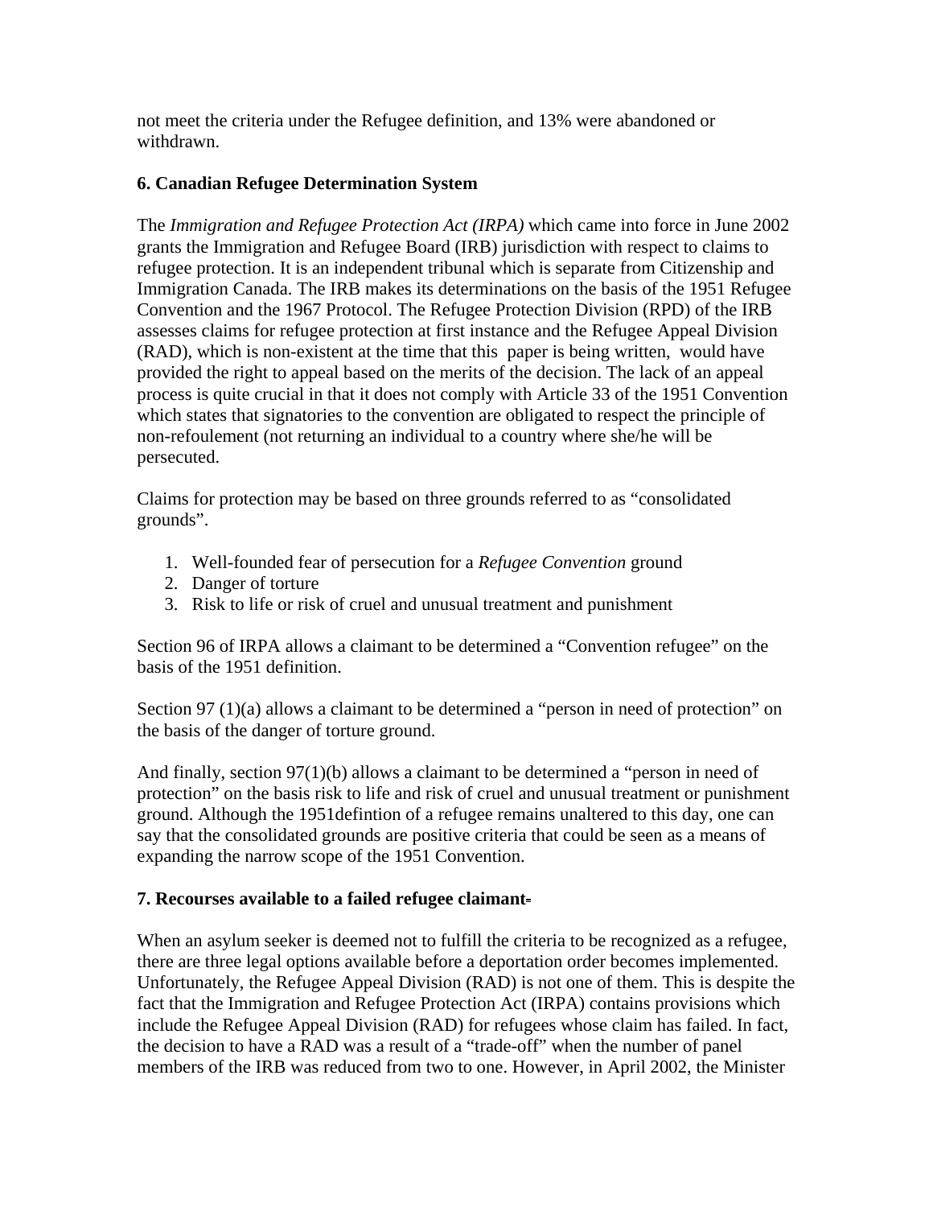not meet the criteria under the Refugee definition, and 13% were abandoned or withdrawn.

## 6. Canadian Refugee Determination System

The *Immigration and Refugee Protection Act (IRPA)* which came into force in June 2002 grants the Immigration and Refugee Board (IRB) jurisdiction with respect to claims to refugee protection. It is an independent tribunal which is separate from Citizenship and Immigration Canada. The IRB makes its determinations on the basis of the 1951 Refugee Convention and the 1967 Protocol. The Refugee Protection Division (RPD) of the IRB assesses claims for refugee protection at first instance and the Refugee Appeal Division (RAD), which is non-existent at the time that this paper is being written, would have provided the right to appeal based on the merits of the decision. The lack of an appeal process is quite crucial in that it does not comply with Article 33 of the 1951 Convention which states that signatories to the convention are obligated to respect the principle of non-refoulement (not returning an individual to a country where she/he will be persecuted.

Claims for protection may be based on three grounds referred to as "consolidated grounds".

1. Well-founded fear of persecution for a *Refugee Convention* ground
2. Danger of torture
3. Risk to life or risk of cruel and unusual treatment and punishment

Section 96 of IRPA allows a claimant to be determined a "Convention refugee" on the basis of the 1951 definition.

Section 97 (1)(a) allows a claimant to be determined a "person in need of protection" on the basis of the danger of torture ground.

And finally, section 97(1)(b) allows a claimant to be determined a "person in need of protection" on the basis risk to life and risk of cruel and unusual treatment or punishment ground. Although the 1951defintion of a refugee remains unaltered to this day, one can say that the consolidated grounds are positive criteria that could be seen as a means of expanding the narrow scope of the 1951 Convention.

## 7. Recourses available to a failed refugee claimant

When an asylum seeker is deemed not to fulfill the criteria to be recognized as a refugee, there are three legal options available before a deportation order becomes implemented. Unfortunately, the Refugee Appeal Division (RAD) is not one of them. This is despite the fact that the Immigration and Refugee Protection Act (IRPA) contains provisions which include the Refugee Appeal Division (RAD) for refugees whose claim has failed. In fact, the decision to have a RAD was a result of a "trade-off" when the number of panel members of the IRB was reduced from two to one. However, in April 2002, the Minister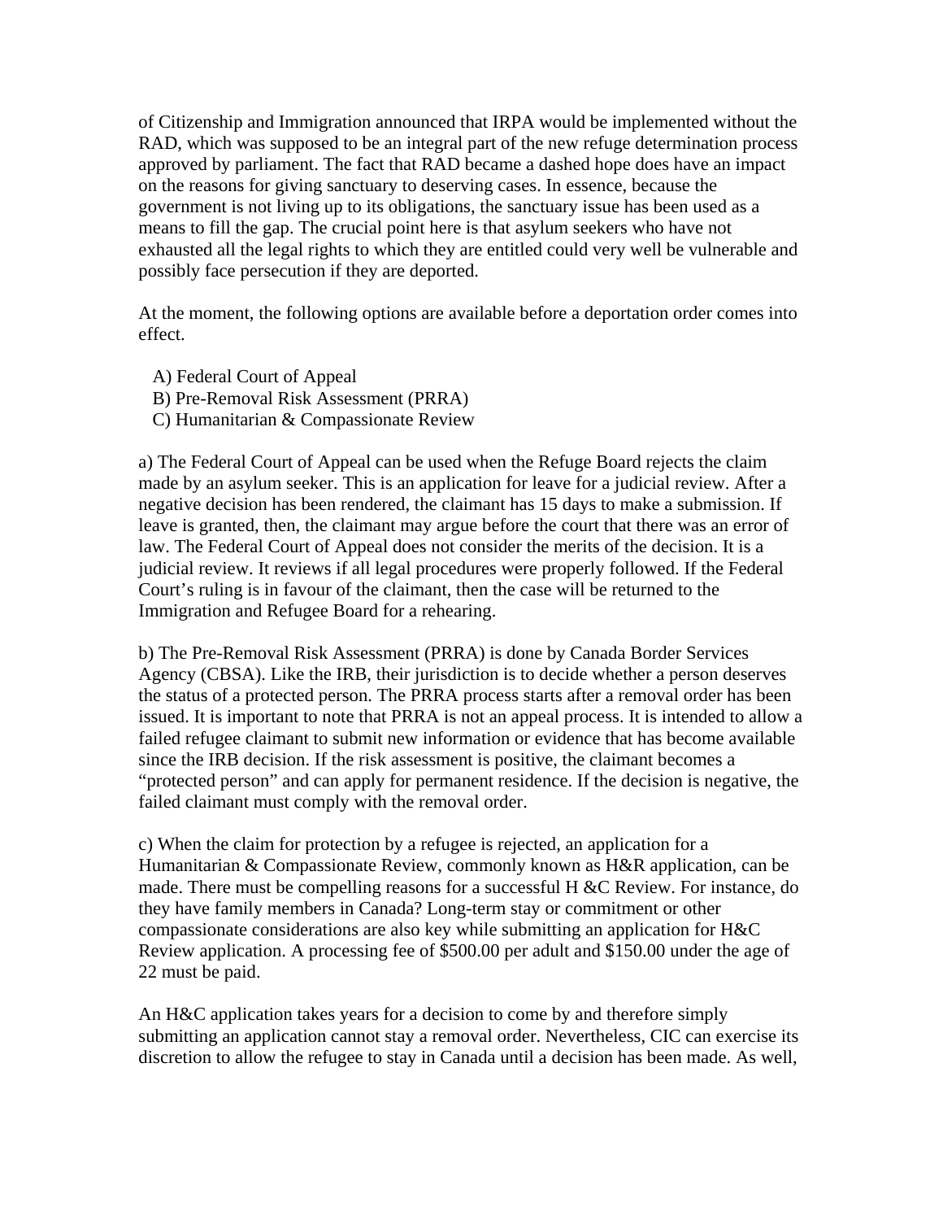of Citizenship and Immigration announced that IRPA would be implemented without the RAD, which was supposed to be an integral part of the new refuge determination process approved by parliament. The fact that RAD became a dashed hope does have an impact on the reasons for giving sanctuary to deserving cases. In essence, because the government is not living up to its obligations, the sanctuary issue has been used as a means to fill the gap. The crucial point here is that asylum seekers who have not exhausted all the legal rights to which they are entitled could very well be vulnerable and possibly face persecution if they are deported.

At the moment, the following options are available before a deportation order comes into effect.

A) Federal Court of Appeal
B) Pre-Removal Risk Assessment (PRRA)
C) Humanitarian & Compassionate Review

a) The Federal Court of Appeal can be used when the Refuge Board rejects the claim made by an asylum seeker. This is an application for leave for a judicial review. After a negative decision has been rendered, the claimant has 15 days to make a submission. If leave is granted, then, the claimant may argue before the court that there was an error of law. The Federal Court of Appeal does not consider the merits of the decision. It is a judicial review. It reviews if all legal procedures were properly followed. If the Federal Court's ruling is in favour of the claimant, then the case will be returned to the Immigration and Refugee Board for a rehearing.

b) The Pre-Removal Risk Assessment (PRRA) is done by Canada Border Services Agency (CBSA). Like the IRB, their jurisdiction is to decide whether a person deserves the status of a protected person. The PRRA process starts after a removal order has been issued. It is important to note that PRRA is not an appeal process. It is intended to allow a failed refugee claimant to submit new information or evidence that has become available since the IRB decision. If the risk assessment is positive, the claimant becomes a "protected person" and can apply for permanent residence. If the decision is negative, the failed claimant must comply with the removal order.

c) When the claim for protection by a refugee is rejected, an application for a Humanitarian & Compassionate Review, commonly known as H&R application, can be made. There must be compelling reasons for a successful H &C Review. For instance, do they have family members in Canada? Long-term stay or commitment or other compassionate considerations are also key while submitting an application for H&C Review application. A processing fee of $500.00 per adult and $150.00 under the age of 22 must be paid.

An H&C application takes years for a decision to come by and therefore simply submitting an application cannot stay a removal order. Nevertheless, CIC can exercise its discretion to allow the refugee to stay in Canada until a decision has been made. As well,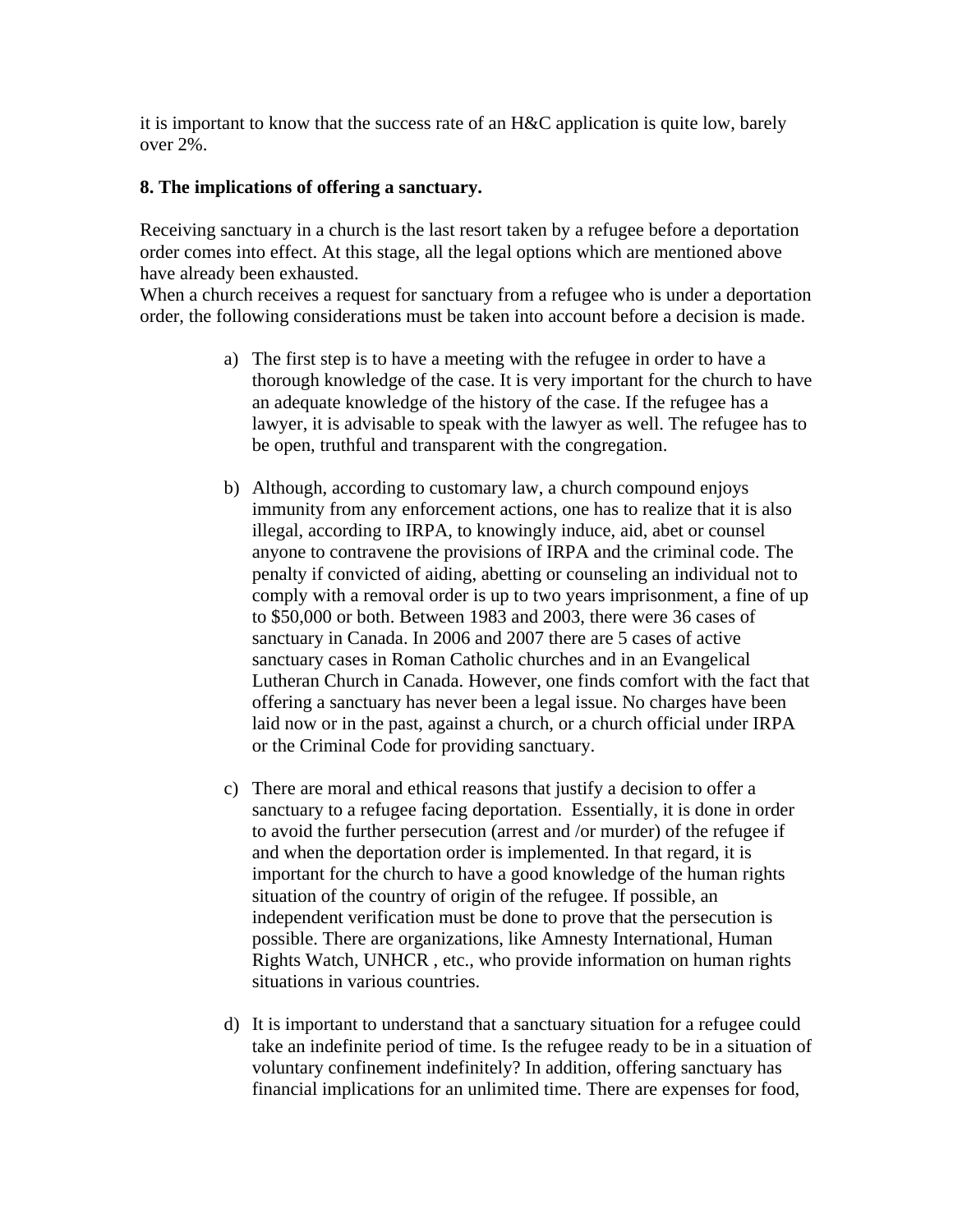it is important to know that the success rate of an H&C application is quite low, barely over 2%.

**8. The implications of offering a sanctuary.**

Receiving sanctuary in a church is the last resort taken by a refugee before a deportation order comes into effect. At this stage, all the legal options which are mentioned above have already been exhausted.
When a church receives a request for sanctuary from a refugee who is under a deportation order, the following considerations must be taken into account before a decision is made.

a) The first step is to have a meeting with the refugee in order to have a thorough knowledge of the case. It is very important for the church to have an adequate knowledge of the history of the case. If the refugee has a lawyer, it is advisable to speak with the lawyer as well. The refugee has to be open, truthful and transparent with the congregation.

b) Although, according to customary law, a church compound enjoys immunity from any enforcement actions, one has to realize that it is also illegal, according to IRPA, to knowingly induce, aid, abet or counsel anyone to contravene the provisions of IRPA and the criminal code. The penalty if convicted of aiding, abetting or counseling an individual not to comply with a removal order is up to two years imprisonment, a fine of up to $50,000 or both. Between 1983 and 2003, there were 36 cases of sanctuary in Canada. In 2006 and 2007 there are 5 cases of active sanctuary cases in Roman Catholic churches and in an Evangelical Lutheran Church in Canada. However, one finds comfort with the fact that offering a sanctuary has never been a legal issue. No charges have been laid now or in the past, against a church, or a church official under IRPA or the Criminal Code for providing sanctuary.

c) There are moral and ethical reasons that justify a decision to offer a sanctuary to a refugee facing deportation. Essentially, it is done in order to avoid the further persecution (arrest and /or murder) of the refugee if and when the deportation order is implemented. In that regard, it is important for the church to have a good knowledge of the human rights situation of the country of origin of the refugee. If possible, an independent verification must be done to prove that the persecution is possible. There are organizations, like Amnesty International, Human Rights Watch, UNHCR , etc., who provide information on human rights situations in various countries.

d) It is important to understand that a sanctuary situation for a refugee could take an indefinite period of time. Is the refugee ready to be in a situation of voluntary confinement indefinitely? In addition, offering sanctuary has financial implications for an unlimited time. There are expenses for food,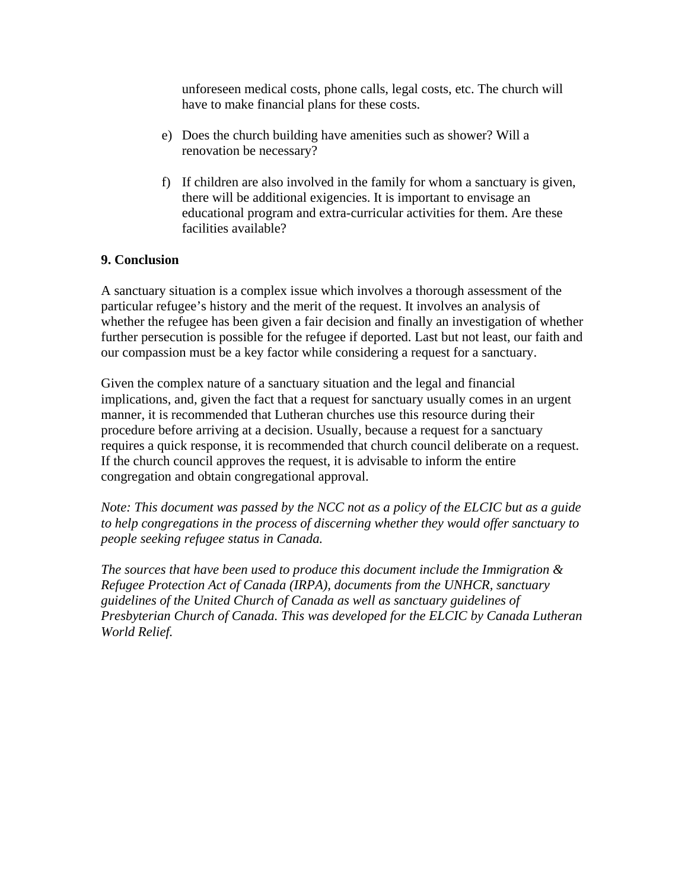unforeseen medical costs, phone calls, legal costs, etc. The church will have to make financial plans for these costs.

e) Does the church building have amenities such as shower? Will a renovation be necessary?

f) If children are also involved in the family for whom a sanctuary is given, there will be additional exigencies. It is important to envisage an educational program and extra-curricular activities for them. Are these facilities available?

**9. Conclusion**

A sanctuary situation is a complex issue which involves a thorough assessment of the particular refugee's history and the merit of the request. It involves an analysis of whether the refugee has been given a fair decision and finally an investigation of whether further persecution is possible for the refugee if deported. Last but not least, our faith and our compassion must be a key factor while considering a request for a sanctuary.

Given the complex nature of a sanctuary situation and the legal and financial implications, and, given the fact that a request for sanctuary usually comes in an urgent manner, it is recommended that Lutheran churches use this resource during their procedure before arriving at a decision. Usually, because a request for a sanctuary requires a quick response, it is recommended that church council deliberate on a request. If the church council approves the request, it is advisable to inform the entire congregation and obtain congregational approval.

*Note: This document was passed by the NCC not as a policy of the ELCIC but as a guide to help congregations in the process of discerning whether they would offer sanctuary to people seeking refugee status in Canada.*

*The sources that have been used to produce this document include the Immigration & Refugee Protection Act of Canada (IRPA), documents from the UNHCR, sanctuary guidelines of the United Church of Canada as well as sanctuary guidelines of Presbyterian Church of Canada. This was developed for the ELCIC by Canada Lutheran World Relief.*